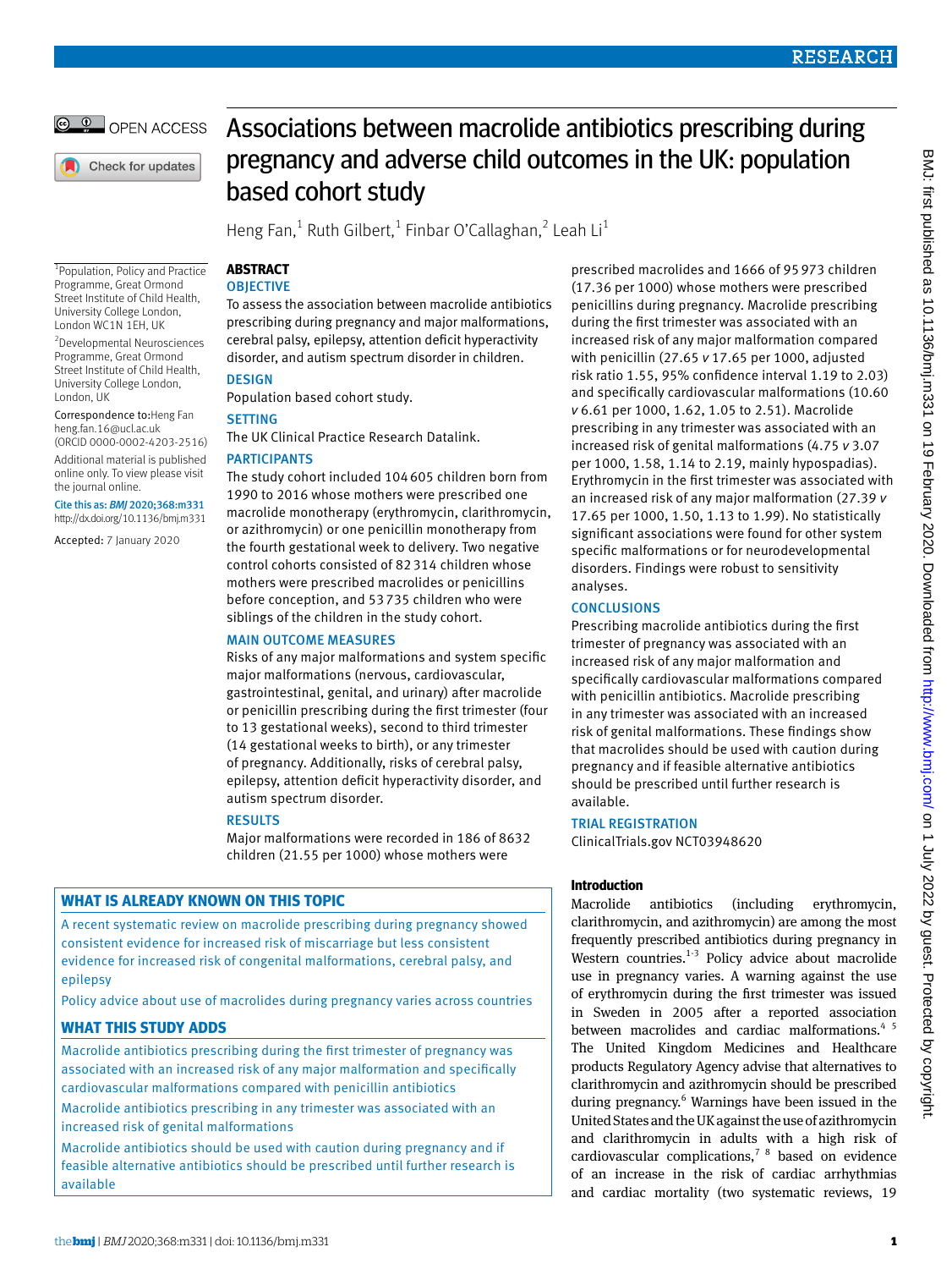# Associations between macrolide antibiotics prescribing during pregnancy and adverse child outcomes in the UK: population based cohort study

Heng Fan,[1] Ruth Gilbert,[1] Finbar O'Callaghan,[2] Leah Li[1]

[1]Population, Policy and Practice Programme, Great Ormond Street Institute of Child Health, University College London, London WC1N 1EH, UK

[2]Developmental Neurosciences Programme, Great Ormond Street Institute of Child Health, University College London, London, UK

Correspondence to: Heng Fan heng.fan.16@ucl.ac.uk (ORCID 0000-0002-4203-2516)

Additional material is published online only. To view please visit the journal online.

Cite this as: *BMJ* 2020;368:m331 http://dx.doi.org/10.1136/bmj.m331

Accepted: 7 January 2020

## ABSTRACT

### OBJECTIVE

To assess the association between macrolide antibiotics prescribing during pregnancy and major malformations, cerebral palsy, epilepsy, attention deficit hyperactivity disorder, and autism spectrum disorder in children.

### DESIGN

Population based cohort study.

### SETTING

The UK Clinical Practice Research Datalink.

### PARTICIPANTS

The study cohort included 104 605 children born from 1990 to 2016 whose mothers were prescribed one macrolide monotherapy (erythromycin, clarithromycin, or azithromycin) or one penicillin monotherapy from the fourth gestational week to delivery. Two negative control cohorts consisted of 82 314 children whose mothers were prescribed macrolides or penicillins before conception, and 53 735 children who were siblings of the children in the study cohort.

### MAIN OUTCOME MEASURES

Risks of any major malformations and system specific major malformations (nervous, cardiovascular, gastrointestinal, genital, and urinary) after macrolide or penicillin prescribing during the first trimester (four to 13 gestational weeks), second to third trimester (14 gestational weeks to birth), or any trimester of pregnancy. Additionally, risks of cerebral palsy, epilepsy, attention deficit hyperactivity disorder, and autism spectrum disorder.

### RESULTS

Major malformations were recorded in 186 of 8632 children (21.55 per 1000) whose mothers were prescribed macrolides and 1666 of 95 973 children (17.36 per 1000) whose mothers were prescribed penicillins during pregnancy. Macrolide prescribing during the first trimester was associated with an increased risk of any major malformation compared with penicillin (27.65 *v* 17.65 per 1000, adjusted risk ratio 1.55, 95% confidence interval 1.19 to 2.03) and specifically cardiovascular malformations (10.60 *v* 6.61 per 1000, 1.62, 1.05 to 2.51). Macrolide prescribing in any trimester was associated with an increased risk of genital malformations (4.75 *v* 3.07 per 1000, 1.58, 1.14 to 2.19, mainly hypospadias). Erythromycin in the first trimester was associated with an increased risk of any major malformation (27.39 *v* 17.65 per 1000, 1.50, 1.13 to 1.99). No statistically significant associations were found for other system specific malformations or for neurodevelopmental disorders. Findings were robust to sensitivity analyses.

### CONCLUSIONS

Prescribing macrolide antibiotics during the first trimester of pregnancy was associated with an increased risk of any major malformation and specifically cardiovascular malformations compared with penicillin antibiotics. Macrolide prescribing in any trimester was associated with an increased risk of genital malformations. These findings show that macrolides should be used with caution during pregnancy and if feasible alternative antibiotics should be prescribed until further research is available.

### TRIAL REGISTRATION

ClinicalTrials.gov NCT03948620

## WHAT IS ALREADY KNOWN ON THIS TOPIC

A recent systematic review on macrolide prescribing during pregnancy showed consistent evidence for increased risk of miscarriage but less consistent evidence for increased risk of congenital malformations, cerebral palsy, and epilepsy

Policy advice about use of macrolides during pregnancy varies across countries

## WHAT THIS STUDY ADDS

Macrolide antibiotics prescribing during the first trimester of pregnancy was associated with an increased risk of any major malformation and specifically cardiovascular malformations compared with penicillin antibiotics

Macrolide antibiotics prescribing in any trimester was associated with an increased risk of genital malformations

Macrolide antibiotics should be used with caution during pregnancy and if feasible alternative antibiotics should be prescribed until further research is available

## Introduction

Macrolide antibiotics (including erythromycin, clarithromycin, and azithromycin) are among the most frequently prescribed antibiotics during pregnancy in Western countries.[1-3] Policy advice about macrolide use in pregnancy varies. A warning against the use of erythromycin during the first trimester was issued in Sweden in 2005 after a reported association between macrolides and cardiac malformations.[4,5] The United Kingdom Medicines and Healthcare products Regulatory Agency advise that alternatives to clarithromycin and azithromycin should be prescribed during pregnancy.[6] Warnings have been issued in the United States and the UK against the use of azithromycin and clarithromycin in adults with a high risk of cardiovascular complications,[7,8] based on evidence of an increase in the risk of cardiac arrhythmias and cardiac mortality (two systematic reviews, 19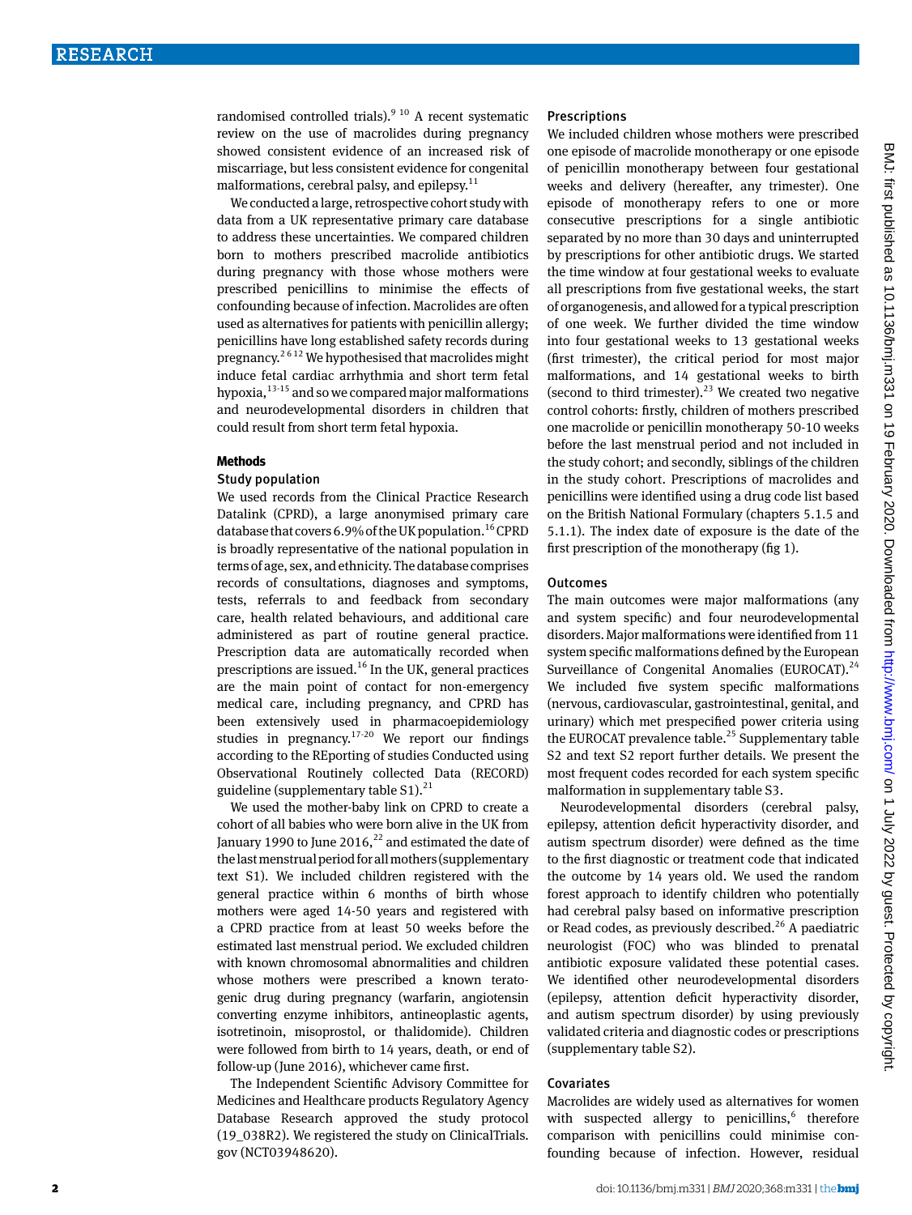randomised controlled trials).[9 10] A recent systematic review on the use of macrolides during pregnancy showed consistent evidence of an increased risk of miscarriage, but less consistent evidence for congenital malformations, cerebral palsy, and epilepsy.[11]

We conducted a large, retrospective cohort study with data from a UK representative primary care database to address these uncertainties. We compared children born to mothers prescribed macrolide antibiotics during pregnancy with those whose mothers were prescribed penicillins to minimise the effects of confounding because of infection. Macrolides are often used as alternatives for patients with penicillin allergy; penicillins have long established safety records during pregnancy.[2 6 12] We hypothesised that macrolides might induce fetal cardiac arrhythmia and short term fetal hypoxia,[13-15] and so we compared major malformations and neurodevelopmental disorders in children that could result from short term fetal hypoxia.

## Methods

### Study population

We used records from the Clinical Practice Research Datalink (CPRD), a large anonymised primary care database that covers 6.9% of the UK population.[16] CPRD is broadly representative of the national population in terms of age, sex, and ethnicity. The database comprises records of consultations, diagnoses and symptoms, tests, referrals to and feedback from secondary care, health related behaviours, and additional care administered as part of routine general practice. Prescription data are automatically recorded when prescriptions are issued.[16] In the UK, general practices are the main point of contact for non-emergency medical care, including pregnancy, and CPRD has been extensively used in pharmacoepidemiology studies in pregnancy.[17-20] We report our findings according to the REporting of studies Conducted using Observational Routinely collected Data (RECORD) guideline (supplementary table S1).[21]

We used the mother-baby link on CPRD to create a cohort of all babies who were born alive in the UK from January 1990 to June 2016,[22] and estimated the date of the last menstrual period for all mothers (supplementary text S1). We included children registered with the general practice within 6 months of birth whose mothers were aged 14-50 years and registered with a CPRD practice from at least 50 weeks before the estimated last menstrual period. We excluded children with known chromosomal abnormalities and children whose mothers were prescribed a known teratogenic drug during pregnancy (warfarin, angiotensin converting enzyme inhibitors, antineoplastic agents, isotretinoin, misoprostol, or thalidomide). Children were followed from birth to 14 years, death, or end of follow-up (June 2016), whichever came first.

The Independent Scientific Advisory Committee for Medicines and Healthcare products Regulatory Agency Database Research approved the study protocol (19_038R2). We registered the study on ClinicalTrials.gov (NCT03948620).

### Prescriptions

We included children whose mothers were prescribed one episode of macrolide monotherapy or one episode of penicillin monotherapy between four gestational weeks and delivery (hereafter, any trimester). One episode of monotherapy refers to one or more consecutive prescriptions for a single antibiotic separated by no more than 30 days and uninterrupted by prescriptions for other antibiotic drugs. We started the time window at four gestational weeks to evaluate all prescriptions from five gestational weeks, the start of organogenesis, and allowed for a typical prescription of one week. We further divided the time window into four gestational weeks to 13 gestational weeks (first trimester), the critical period for most major malformations, and 14 gestational weeks to birth (second to third trimester).[23] We created two negative control cohorts: firstly, children of mothers prescribed one macrolide or penicillin monotherapy 50-10 weeks before the last menstrual period and not included in the study cohort; and secondly, siblings of the children in the study cohort. Prescriptions of macrolides and penicillins were identified using a drug code list based on the British National Formulary (chapters 5.1.5 and 5.1.1). The index date of exposure is the date of the first prescription of the monotherapy (fig 1).

### Outcomes

The main outcomes were major malformations (any and system specific) and four neurodevelopmental disorders. Major malformations were identified from 11 system specific malformations defined by the European Surveillance of Congenital Anomalies (EUROCAT).[24] We included five system specific malformations (nervous, cardiovascular, gastrointestinal, genital, and urinary) which met prespecified power criteria using the EUROCAT prevalence table.[25] Supplementary table S2 and text S2 report further details. We present the most frequent codes recorded for each system specific malformation in supplementary table S3.

Neurodevelopmental disorders (cerebral palsy, epilepsy, attention deficit hyperactivity disorder, and autism spectrum disorder) were defined as the time to the first diagnostic or treatment code that indicated the outcome by 14 years old. We used the random forest approach to identify children who potentially had cerebral palsy based on informative prescription or Read codes, as previously described.[26] A paediatric neurologist (FOC) who was blinded to prenatal antibiotic exposure validated these potential cases. We identified other neurodevelopmental disorders (epilepsy, attention deficit hyperactivity disorder, and autism spectrum disorder) by using previously validated criteria and diagnostic codes or prescriptions (supplementary table S2).

### Covariates

Macrolides are widely used as alternatives for women with suspected allergy to penicillins,[6] therefore comparison with penicillins could minimise confounding because of infection. However, residual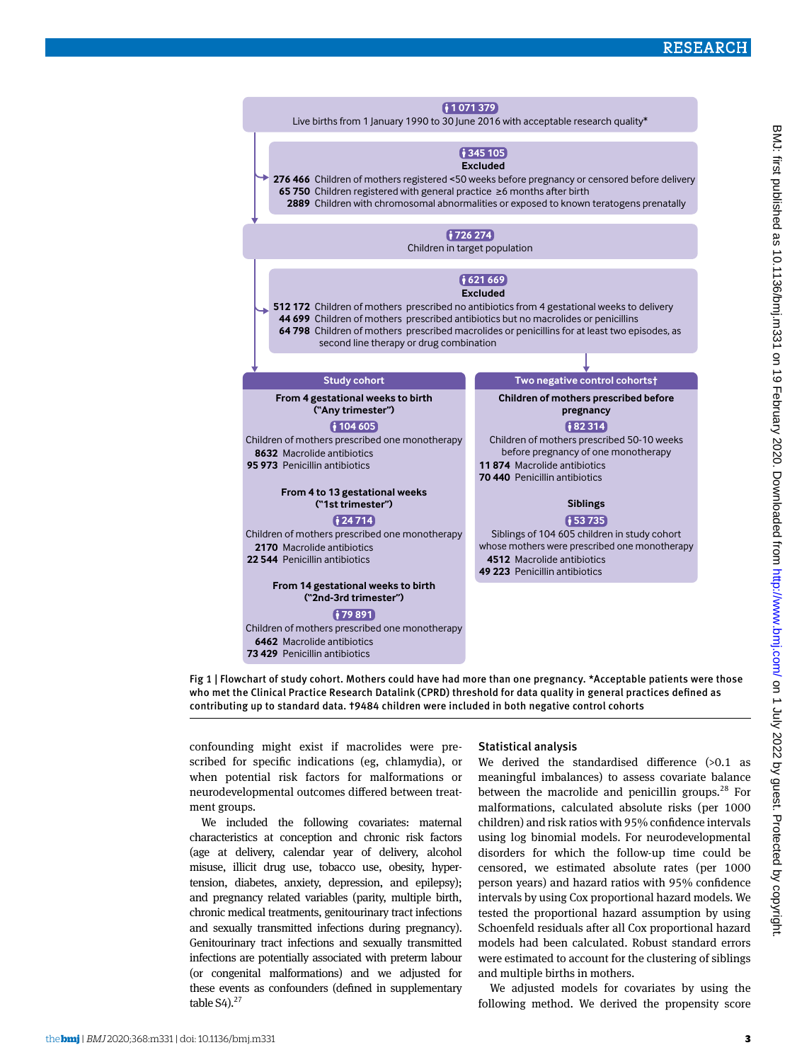1 071 379
Live births from 1 January 1990 to 30 June 2016 with acceptable research quality*

345 105
Excluded
276 466 Children of mothers registered <50 weeks before pregnancy or censored before delivery
65 750 Children registered with general practice ≥6 months after birth
2889 Children with chromosomal abnormalities or exposed to known teratogens prenatally

726 274
Children in target population

621 669
Excluded
512 172 Children of mothers prescribed no antibiotics from 4 gestational weeks to delivery
44 699 Children of mothers prescribed antibiotics but no macrolides or penicillins
64 798 Children of mothers prescribed macrolides or penicillins for at least two episodes, as second line therapy or drug combination

**Study cohort**

**From 4 gestational weeks to birth ("Any trimester")**
104 605
Children of mothers prescribed one monotherapy
8632 Macrolide antibiotics
95 973 Penicillin antibiotics

**From 4 to 13 gestational weeks ("1st trimester")**
24 714
Children of mothers prescribed one monotherapy
2170 Macrolide antibiotics
22 544 Penicillin antibiotics

**From 14 gestational weeks to birth ("2nd-3rd trimester")**
79 891
Children of mothers prescribed one monotherapy
6462 Macrolide antibiotics
73 429 Penicillin antibiotics

**Two negative control cohorts†**

**Children of mothers prescribed before pregnancy**
82 314
Children of mothers prescribed 50-10 weeks before pregnancy of one monotherapy
11 874 Macrolide antibiotics
70 440 Penicillin antibiotics

**Siblings**
53 735
Siblings of 104 605 children in study cohort whose mothers were prescribed one monotherapy
4512 Macrolide antibiotics
49 223 Penicillin antibiotics

Fig 1 | Flowchart of study cohort. Mothers could have had more than one pregnancy. *Acceptable patients were those who met the Clinical Practice Research Datalink (CPRD) threshold for data quality in general practices defined as contributing up to standard data. †9484 children were included in both negative control cohorts

confounding might exist if macrolides were prescribed for specific indications (eg, chlamydia), or when potential risk factors for malformations or neurodevelopmental outcomes differed between treatment groups.

We included the following covariates: maternal characteristics at conception and chronic risk factors (age at delivery, calendar year of delivery, alcohol misuse, illicit drug use, tobacco use, obesity, hypertension, diabetes, anxiety, depression, and epilepsy); and pregnancy related variables (parity, multiple birth, chronic medical treatments, genitourinary tract infections and sexually transmitted infections during pregnancy). Genitourinary tract infections and sexually transmitted infections are potentially associated with preterm labour (or congenital malformations) and we adjusted for these events as confounders (defined in supplementary table S4).[27]

### Statistical analysis

We derived the standardised difference (>0.1 as meaningful imbalances) to assess covariate balance between the macrolide and penicillin groups.[28] For malformations, calculated absolute risks (per 1000 children) and risk ratios with 95% confidence intervals using log binomial models. For neurodevelopmental disorders for which the follow-up time could be censored, we estimated absolute rates (per 1000 person years) and hazard ratios with 95% confidence intervals by using Cox proportional hazard models. We tested the proportional hazard assumption by using Schoenfeld residuals after all Cox proportional hazard models had been calculated. Robust standard errors were estimated to account for the clustering of siblings and multiple births in mothers.

We adjusted models for covariates by using the following method. We derived the propensity score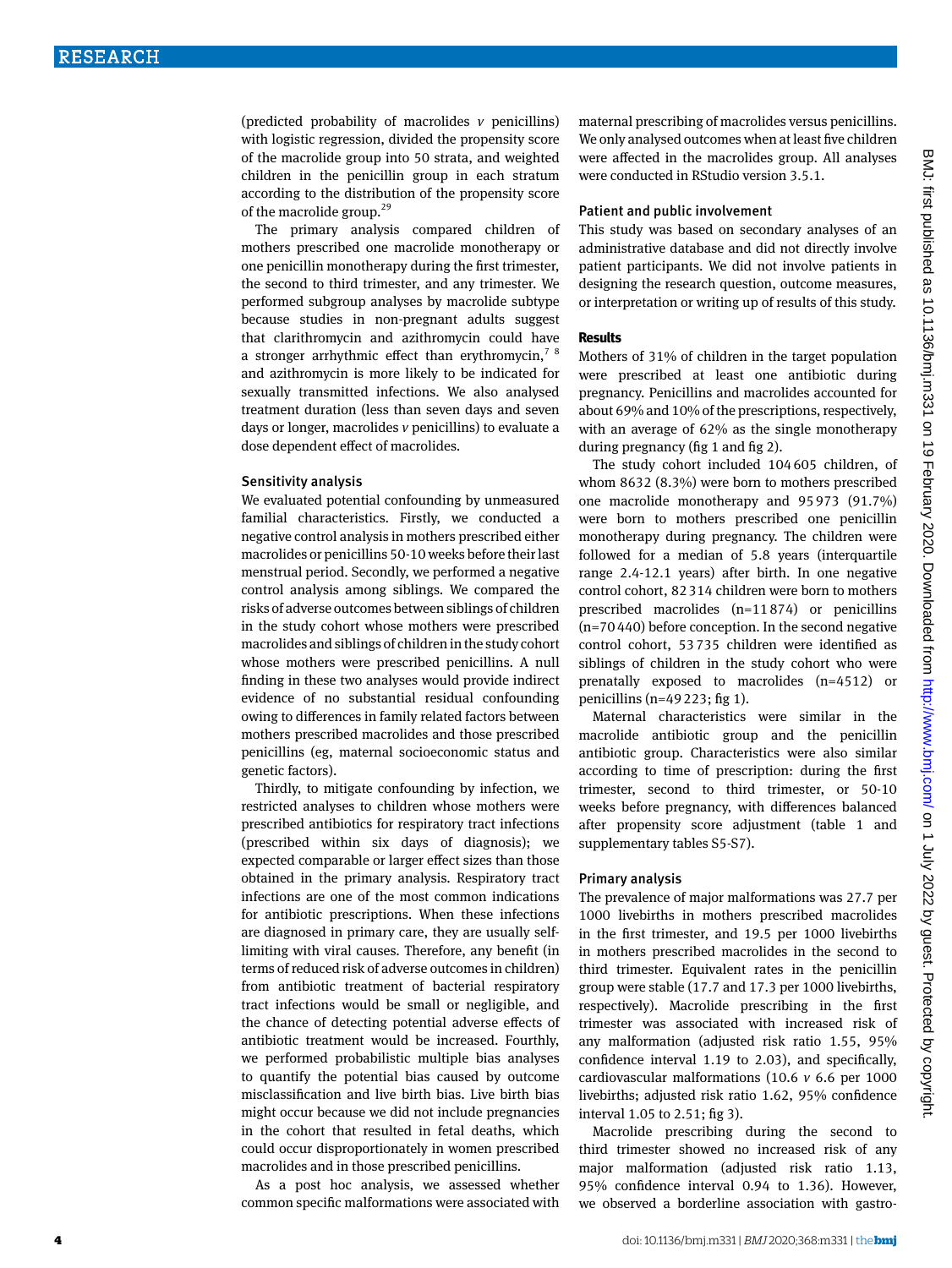(predicted probability of macrolides *v* penicillins) with logistic regression, divided the propensity score of the macrolide group into 50 strata, and weighted children in the penicillin group in each stratum according to the distribution of the propensity score of the macrolide group.[29]

The primary analysis compared children of mothers prescribed one macrolide monotherapy or one penicillin monotherapy during the first trimester, the second to third trimester, and any trimester. We performed subgroup analyses by macrolide subtype because studies in non-pregnant adults suggest that clarithromycin and azithromycin could have a stronger arrhythmic effect than erythromycin,[7 8] and azithromycin is more likely to be indicated for sexually transmitted infections. We also analysed treatment duration (less than seven days and seven days or longer, macrolides *v* penicillins) to evaluate a dose dependent effect of macrolides.

### Sensitivity analysis

We evaluated potential confounding by unmeasured familial characteristics. Firstly, we conducted a negative control analysis in mothers prescribed either macrolides or penicillins 50-10 weeks before their last menstrual period. Secondly, we performed a negative control analysis among siblings. We compared the risks of adverse outcomes between siblings of children in the study cohort whose mothers were prescribed macrolides and siblings of children in the study cohort whose mothers were prescribed penicillins. A null finding in these two analyses would provide indirect evidence of no substantial residual confounding owing to differences in family related factors between mothers prescribed macrolides and those prescribed penicillins (eg, maternal socioeconomic status and genetic factors).

Thirdly, to mitigate confounding by infection, we restricted analyses to children whose mothers were prescribed antibiotics for respiratory tract infections (prescribed within six days of diagnosis); we expected comparable or larger effect sizes than those obtained in the primary analysis. Respiratory tract infections are one of the most common indications for antibiotic prescriptions. When these infections are diagnosed in primary care, they are usually self-limiting with viral causes. Therefore, any benefit (in terms of reduced risk of adverse outcomes in children) from antibiotic treatment of bacterial respiratory tract infections would be small or negligible, and the chance of detecting potential adverse effects of antibiotic treatment would be increased. Fourthly, we performed probabilistic multiple bias analyses to quantify the potential bias caused by outcome misclassification and live birth bias. Live birth bias might occur because we did not include pregnancies in the cohort that resulted in fetal deaths, which could occur disproportionately in women prescribed macrolides and in those prescribed penicillins.

As a post hoc analysis, we assessed whether common specific malformations were associated with maternal prescribing of macrolides versus penicillins. We only analysed outcomes when at least five children were affected in the macrolides group. All analyses were conducted in RStudio version 3.5.1.

### Patient and public involvement

This study was based on secondary analyses of an administrative database and did not directly involve patient participants. We did not involve patients in designing the research question, outcome measures, or interpretation or writing up of results of this study.

## Results

Mothers of 31% of children in the target population were prescribed at least one antibiotic during pregnancy. Penicillins and macrolides accounted for about 69% and 10% of the prescriptions, respectively, with an average of 62% as the single monotherapy during pregnancy (fig 1 and fig 2).

The study cohort included 104 605 children, of whom 8632 (8.3%) were born to mothers prescribed one macrolide monotherapy and 95 973 (91.7%) were born to mothers prescribed one penicillin monotherapy during pregnancy. The children were followed for a median of 5.8 years (interquartile range 2.4-12.1 years) after their birth. In one negative control cohort, 82 314 children were born to mothers prescribed macrolides (n=11 874) or penicillins (n=70 440) before conception. In the second negative control cohort, 53 735 children were identified as siblings of children in the study cohort who were prenatally exposed to macrolides (n=4512) or penicillins (n=49 223; fig 1).

Maternal characteristics were similar in the macrolide antibiotic group and the penicillin antibiotic group. Characteristics were also similar according to time of prescription: during the first trimester, second to third trimester, or 50-10 weeks before pregnancy, with differences balanced after propensity score adjustment (table 1 and supplementary tables S5-S7).

### Primary analysis

The prevalence of major malformations was 27.7 per 1000 livebirths in mothers prescribed macrolides in the first trimester, and 19.5 per 1000 livebirths in mothers prescribed macrolides in the second to third trimester. Equivalent rates in the penicillin group were stable (17.7 and 17.3 per 1000 livebirths, respectively). Macrolide prescribing in the first trimester was associated with increased risk of any malformation (adjusted risk ratio 1.55, 95% confidence interval 1.19 to 2.03), and specifically, cardiovascular malformations (10.6 *v* 6.6 per 1000 livebirths; adjusted risk ratio 1.62, 95% confidence interval 1.05 to 2.51; fig 3).

Macrolide prescribing during the second to third trimester showed no increased risk of any major malformation (adjusted risk ratio 1.13, 95% confidence interval 0.94 to 1.36). However, we observed a borderline association with gastro-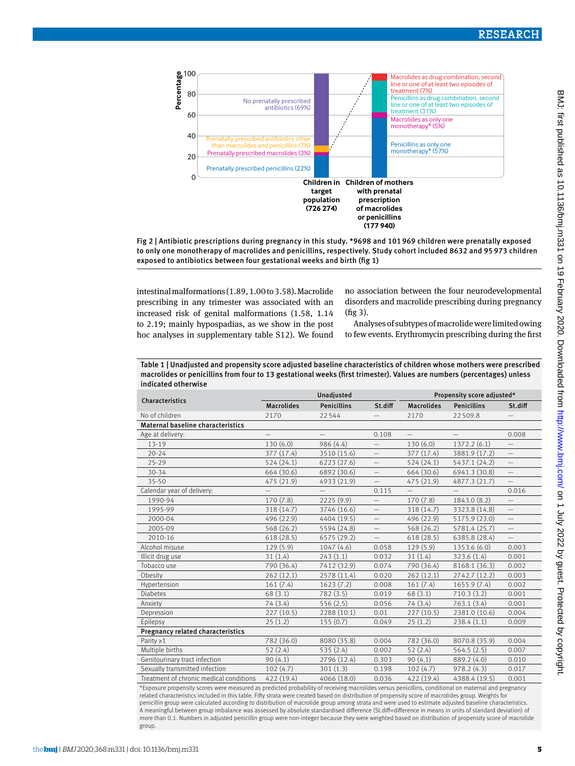Fig 2 | Antibiotic prescriptions during pregnancy in this study. *9698 and 101 969 children were prenatally exposed to only one monotherapy of macrolides and penicillins, respectively. Study cohort included 8632 and 95 973 children exposed to antibiotics between four gestational weeks and birth (fig 1)

intestinal malformations (1.89, 1.00 to 3.58). Macrolide prescribing in any trimester was associated with an increased risk of genital malformations (1.58, 1.14 to 2.19; mainly hypospadias, as we show in the post hoc analyses in supplementary table S12). We found no association between the four neurodevelopmental disorders and macrolide prescribing during pregnancy (fig 3).

Analyses of subtypes of macrolide were limited owing to few events. Erythromycin prescribing during the first

Table 1 | Unadjusted and propensity score adjusted baseline characteristics of children whose mothers were prescribed macrolides or penicillins from four to 13 gestational weeks (first trimester). Values are numbers (percentages) unless indicated otherwise

| Characteristics | Unadjusted | | | Propensity score adjusted* | | |
|---|---|---|---|---|---|---|
| | Macrolides | Penicillins | St.diff | Macrolides | Penicillins | St.diff |
| No of children | 2170 | 22 544 | — | 2170 | 22 509.8 | — |
| **Maternal baseline characteristics** | | | | | | |
| Age at delivery: | — | — | 0.108 | — | — | 0.008 |
| 13-19 | 130 (6.0) | 986 (4.4) | — | 130 (6.0) | 1372.2 (6.1) | — |
| 20-24 | 377 (17.4) | 3510 (15.6) | — | 377 (17.4) | 3881.9 (17.2) | — |
| 25-29 | 524 (24.1) | 6223 (27.6) | — | 524 (24.1) | 5437.1 (24.2) | — |
| 30-34 | 664 (30.6) | 6892 (30.6) | — | 664 (30.6) | 6941.3 (30.8) | — |
| 35-50 | 475 (21.9) | 4933 (21.9) | — | 475 (21.9) | 4877.3 (21.7) | — |
| Calendar year of delivery: | — | — | 0.115 | — | — | 0.016 |
| 1990-94 | 170 (7.8) | 2225 (9.9) | — | 170 (7.8) | 1843.0 (8.2) | — |
| 1995-99 | 318 (14.7) | 3746 (16.6) | — | 318 (14.7) | 3323.8 (14.8) | — |
| 2000-04 | 496 (22.9) | 4404 (19.5) | — | 496 (22.9) | 5175.9 (23.0) | — |
| 2005-09 | 568 (26.2) | 5594 (24.8) | — | 568 (26.2) | 5781.4 (25.7) | — |
| 2010-16 | 618 (28.5) | 6575 (29.2) | — | 618 (28.5) | 6385.8 (28.4) | — |
| Alcohol misuse | 129 (5.9) | 1047 (4.6) | 0.058 | 129 (5.9) | 1353.6 (6.0) | 0.003 |
| Illicit drug use | 31 (1.4) | 243 (1.1) | 0.032 | 31 (1.4) | 323.6 (1.4) | 0.001 |
| Tobacco use | 790 (36.4) | 7412 (32.9) | 0.074 | 790 (36.4) | 8168.1 (36.3) | 0.002 |
| Obesity | 262 (12.1) | 2578 (11.4) | 0.020 | 262 (12.1) | 2742.7 (12.2) | 0.003 |
| Hypertension | 161 (7.4) | 1623 (7.2) | 0.008 | 161 (7.4) | 1655.9 (7.4) | 0.002 |
| Diabetes | 68 (3.1) | 782 (3.5) | 0.019 | 68 (3.1) | 710.3 (3.2) | 0.001 |
| Anxiety | 74 (3.4) | 556 (2.5) | 0.056 | 74 (3.4) | 763.1 (3.4) | 0.001 |
| Depression | 227 (10.5) | 2288 (10.1) | 0.01 | 227 (10.5) | 2381.0 (10.6) | 0.004 |
| Epilepsy | 25 (1.2) | 155 (0.7) | 0.049 | 25 (1.2) | 238.4 (1.1) | 0.009 |
| **Pregnancy related characteristics** | | | | | | |
| Parity ≥1 | 782 (36.0) | 8080 (35.8) | 0.004 | 782 (36.0) | 8070.8 (35.9) | 0.004 |
| Multiple births | 52 (2.4) | 535 (2.4) | 0.002 | 52 (2.4) | 564.5 (2.5) | 0.007 |
| Genitourinary tract infection | 90 (4.1) | 2796 (12.4) | 0.303 | 90 (4.1) | 889.2 (4.0) | 0.010 |
| Sexually transmitted infection | 102 (4.7) | 301 (1.3) | 0.198 | 102 (4.7) | 978.2 (4.3) | 0.017 |
| Treatment of chronic medical conditions | 422 (19.4) | 4066 (18.0) | 0.036 | 422 (19.4) | 4388.4 (19.5) | 0.001 |

*Exposure propensity scores were measured as predicted probability of receiving macrolides versus penicillins, conditional on maternal and pregnancy related characteristics included in this table. Fifty strata were created based on distribution of propensity score of macrolides group. Weights for penicillin group were calculated according to distribution of macrolide group among strata and were used to estimate adjusted baseline characteristics. A meaningful between group imbalance was assessed by absolute standardised difference (St.diff=difference in means in units of standard deviation) of more than 0.1. Numbers in adjusted penicillin group were non-integer because they were weighted based on distribution of propensity score of macrolide group.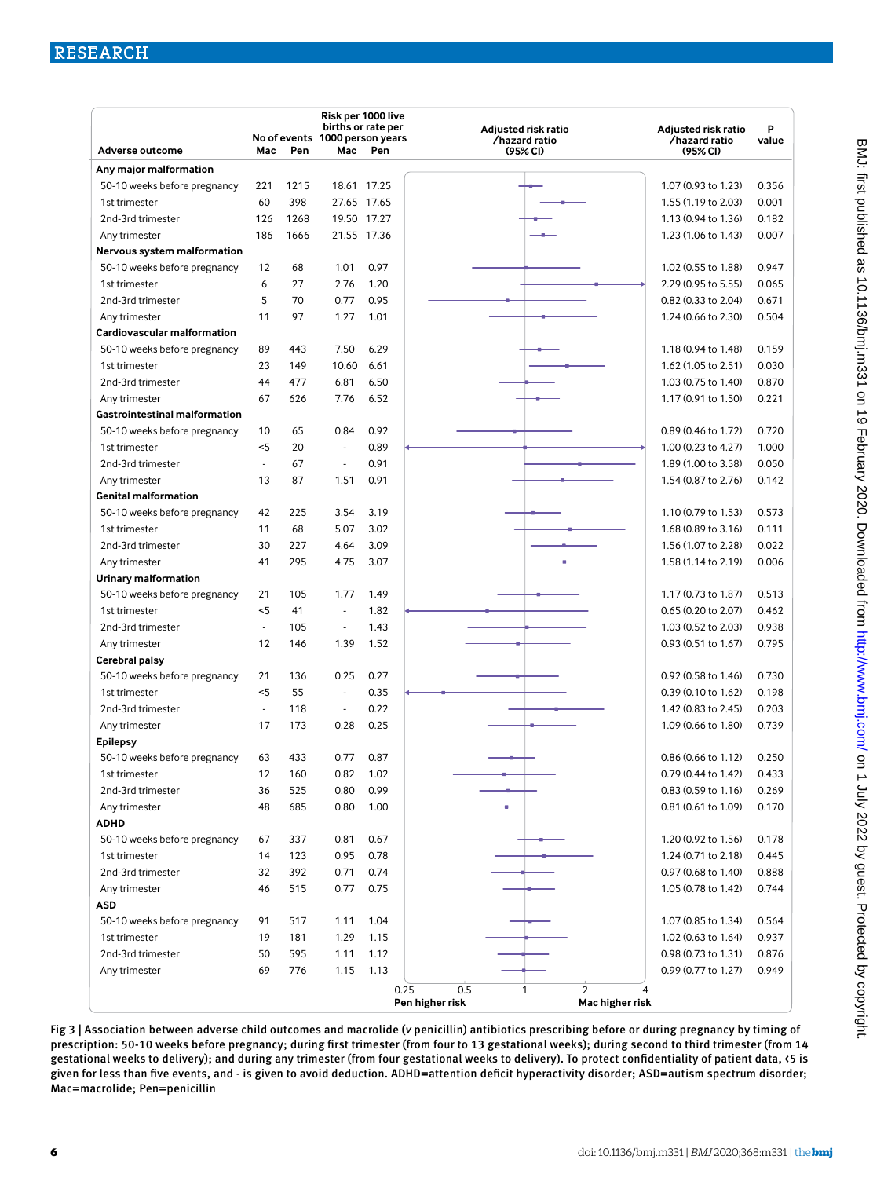| Adverse outcome | No of events Mac | No of events Pen | Risk per 1000 live births or rate per 1000 person years Mac | Risk per 1000 live births or rate per 1000 person years Pen | Adjusted risk ratio /hazard ratio (95% CI) | P value |
|---|---|---|---|---|---|---|
| **Any major malformation** | | | | | | |
| 50-10 weeks before pregnancy | 221 | 1215 | 18.61 | 17.25 | 1.07 (0.93 to 1.23) | 0.356 |
| 1st trimester | 60 | 398 | 27.65 | 17.65 | 1.55 (1.19 to 2.03) | 0.001 |
| 2nd-3rd trimester | 126 | 1268 | 19.50 | 17.27 | 1.13 (0.94 to 1.36) | 0.182 |
| Any trimester | 186 | 1666 | 21.55 | 17.36 | 1.23 (1.06 to 1.43) | 0.007 |
| **Nervous system malformation** | | | | | | |
| 50-10 weeks before pregnancy | 12 | 68 | 1.01 | 0.97 | 1.02 (0.55 to 1.88) | 0.947 |
| 1st trimester | 6 | 27 | 2.76 | 1.20 | 2.29 (0.95 to 5.55) | 0.065 |
| 2nd-3rd trimester | 5 | 70 | 0.77 | 0.95 | 0.82 (0.33 to 2.04) | 0.671 |
| Any trimester | 11 | 97 | 1.27 | 1.01 | 1.24 (0.66 to 2.30) | 0.504 |
| **Cardiovascular malformation** | | | | | | |
| 50-10 weeks before pregnancy | 89 | 443 | 7.50 | 6.29 | 1.18 (0.94 to 1.48) | 0.159 |
| 1st trimester | 23 | 149 | 10.60 | 6.61 | 1.62 (1.05 to 2.51) | 0.030 |
| 2nd-3rd trimester | 44 | 477 | 6.81 | 6.50 | 1.03 (0.75 to 1.40) | 0.870 |
| Any trimester | 67 | 626 | 7.76 | 6.52 | 1.17 (0.91 to 1.50) | 0.221 |
| **Gastrointestinal malformation** | | | | | | |
| 50-10 weeks before pregnancy | 10 | 65 | 0.84 | 0.92 | 0.89 (0.46 to 1.72) | 0.720 |
| 1st trimester | <5 | 20 | - | 0.89 | 1.00 (0.23 to 4.27) | 1.000 |
| 2nd-3rd trimester | - | 67 | - | 0.91 | 1.89 (1.00 to 3.58) | 0.050 |
| Any trimester | 13 | 87 | 1.51 | 0.91 | 1.54 (0.87 to 2.76) | 0.142 |
| **Genital malformation** | | | | | | |
| 50-10 weeks before pregnancy | 42 | 225 | 3.54 | 3.19 | 1.10 (0.79 to 1.53) | 0.573 |
| 1st trimester | 11 | 68 | 5.07 | 3.02 | 1.68 (0.89 to 3.16) | 0.111 |
| 2nd-3rd trimester | 30 | 227 | 4.64 | 3.09 | 1.56 (1.07 to 2.28) | 0.022 |
| Any trimester | 41 | 295 | 4.75 | 3.07 | 1.58 (1.14 to 2.19) | 0.006 |
| **Urinary malformation** | | | | | | |
| 50-10 weeks before pregnancy | 21 | 105 | 1.77 | 1.49 | 1.17 (0.73 to 1.87) | 0.513 |
| 1st trimester | <5 | 41 | - | 1.82 | 0.65 (0.20 to 2.07) | 0.462 |
| 2nd-3rd trimester | - | 105 | - | 1.43 | 1.03 (0.52 to 2.03) | 0.938 |
| Any trimester | 12 | 146 | 1.39 | 1.52 | 0.93 (0.51 to 1.67) | 0.795 |
| **Cerebral palsy** | | | | | | |
| 50-10 weeks before pregnancy | 21 | 136 | 0.25 | 0.27 | 0.92 (0.58 to 1.46) | 0.730 |
| 1st trimester | <5 | 55 | - | 0.35 | 0.39 (0.10 to 1.62) | 0.198 |
| 2nd-3rd trimester | - | 118 | - | 0.22 | 1.42 (0.83 to 2.45) | 0.203 |
| Any trimester | 17 | 173 | 0.28 | 0.25 | 1.09 (0.66 to 1.80) | 0.739 |
| **Epilepsy** | | | | | | |
| 50-10 weeks before pregnancy | 63 | 433 | 0.77 | 0.87 | 0.86 (0.66 to 1.12) | 0.250 |
| 1st trimester | 12 | 160 | 0.82 | 1.02 | 0.79 (0.44 to 1.42) | 0.433 |
| 2nd-3rd trimester | 36 | 525 | 0.80 | 0.99 | 0.83 (0.59 to 1.16) | 0.269 |
| Any trimester | 48 | 685 | 0.80 | 1.00 | 0.81 (0.61 to 1.09) | 0.170 |
| **ADHD** | | | | | | |
| 50-10 weeks before pregnancy | 67 | 337 | 0.81 | 0.67 | 1.20 (0.92 to 1.56) | 0.178 |
| 1st trimester | 14 | 123 | 0.95 | 0.78 | 1.24 (0.71 to 2.18) | 0.445 |
| 2nd-3rd trimester | 32 | 392 | 0.71 | 0.74 | 0.97 (0.68 to 1.40) | 0.888 |
| Any trimester | 46 | 515 | 0.77 | 0.75 | 1.05 (0.78 to 1.42) | 0.744 |
| **ASD** | | | | | | |
| 50-10 weeks before pregnancy | 91 | 517 | 1.11 | 1.04 | 1.07 (0.85 to 1.34) | 0.564 |
| 1st trimester | 19 | 181 | 1.29 | 1.15 | 1.02 (0.63 to 1.64) | 0.937 |
| 2nd-3rd trimester | 50 | 595 | 1.11 | 1.12 | 0.98 (0.73 to 1.31) | 0.876 |
| Any trimester | 69 | 776 | 1.15 | 1.13 | 0.99 (0.77 to 1.27) | 0.949 |

Forest plot x axis: 0.25, 0.5, 1, 2, 4 — Pen higher risk (left), Mac higher risk (right)

Fig 3 | Association between adverse child outcomes and macrolide (*v* penicillin) antibiotics prescribing before or during pregnancy by timing of prescription: 50-10 weeks before pregnancy; during first trimester (from four to 13 gestational weeks); during second to third trimester (from 14 gestational weeks to delivery); and during any trimester (from four gestational weeks to delivery). To protect confidentiality of patient data, <5 is given for less than five events, and - is given to avoid deduction. ADHD=attention deficit hyperactivity disorder; ASD=autism spectrum disorder; Mac=macrolide; Pen=penicillin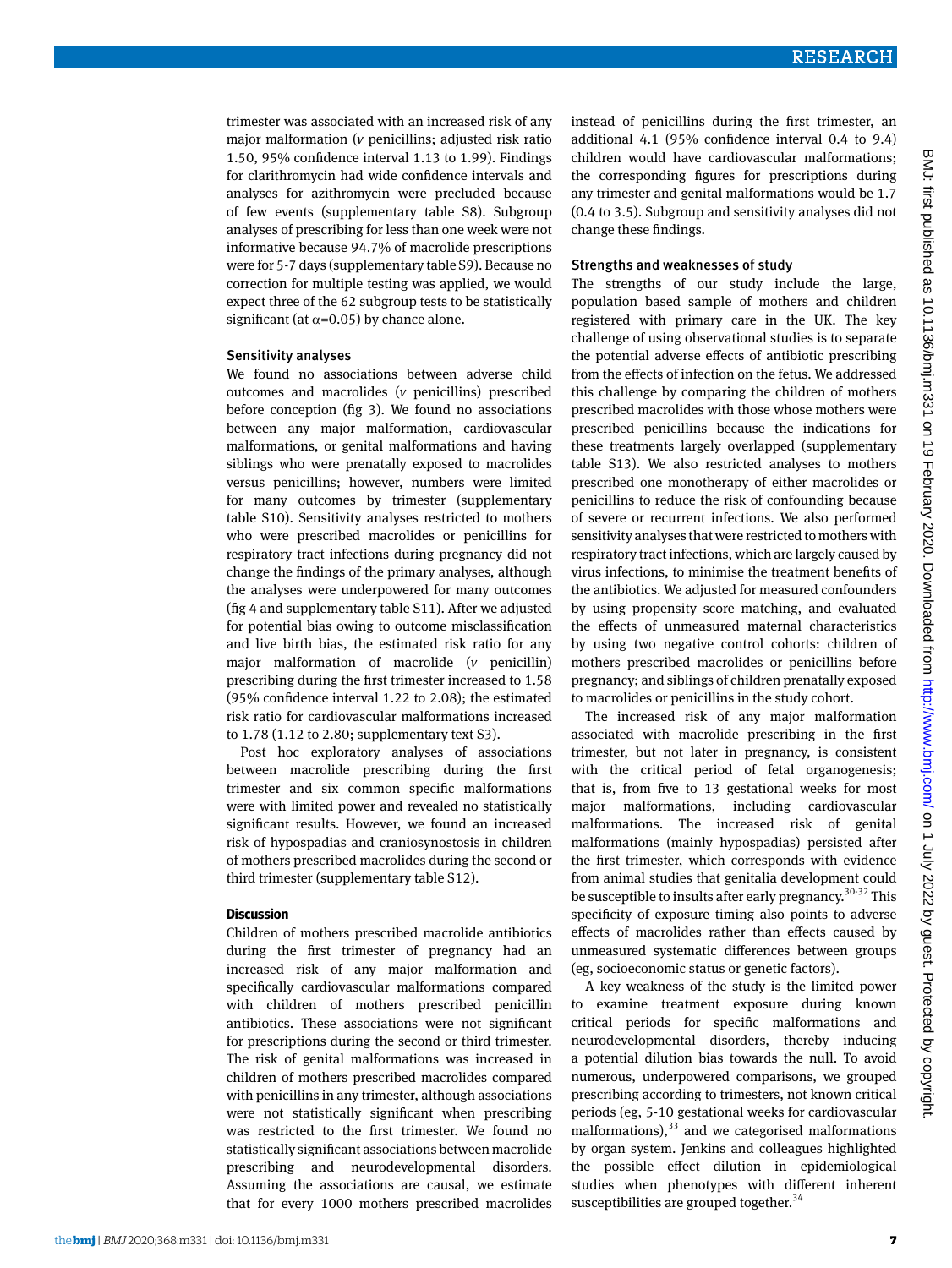trimester was associated with an increased risk of any major malformation (*v* penicillins; adjusted risk ratio 1.50, 95% confidence interval 1.13 to 1.99). Findings for clarithromycin had wide confidence intervals and analyses for azithromycin were precluded because of few events (supplementary table S8). Subgroup analyses of prescribing for less than one week were not informative because 94.7% of macrolide prescriptions were for 5-7 days (supplementary table S9). Because no correction for multiple testing was applied, we would expect three of the 62 subgroup tests to be statistically significant (at $\alpha$=0.05) by chance alone.

### Sensitivity analyses

We found no associations between adverse child outcomes and macrolides (*v* penicillins) prescribed before conception (fig 3). We found no associations between any major malformation, cardiovascular malformations, or genital malformations and having siblings who were prenatally exposed to macrolides versus penicillins; however, numbers were limited for many outcomes by trimester (supplementary table S10). Sensitivity analyses restricted to mothers who were prescribed macrolides or penicillins for respiratory tract infections during pregnancy did not change the findings of the primary analyses, although the analyses were underpowered for many outcomes (fig 4 and supplementary table S11). After we adjusted for potential bias owing to outcome misclassification and live birth bias, the estimated risk ratio for any major malformation of macrolide (*v* penicillin) prescribing during the first trimester increased to 1.58 (95% confidence interval 1.22 to 2.08); the estimated risk ratio for cardiovascular malformations increased to 1.78 (1.12 to 2.80; supplementary text S3).

Post hoc exploratory analyses of associations between macrolide prescribing during the first trimester and six common specific malformations were with limited power and revealed no statistically significant results. However, we found an increased risk of hypospadias and craniosynostosis in children of mothers prescribed macrolides during the second or third trimester (supplementary table S12).

## Discussion

Children of mothers prescribed macrolide antibiotics during the first trimester of pregnancy had an increased risk of any major malformation and specifically cardiovascular malformations compared with children of mothers prescribed penicillin antibiotics. These associations were not significant for prescriptions during the second or third trimester. The risk of genital malformations was increased in children of mothers prescribed macrolides compared with penicillins in any trimester, although associations were not statistically significant when prescribing was restricted to the first trimester. We found no statistically significant associations between macrolide prescribing and neurodevelopmental disorders. Assuming the associations are causal, we estimate that for every 1000 mothers prescribed macrolides instead of penicillins during the first trimester, an additional 4.1 (95% confidence interval 0.4 to 9.4) children would have cardiovascular malformations; the corresponding figures for prescriptions during any trimester and genital malformations would be 1.7 (0.4 to 3.5). Subgroup and sensitivity analyses did not change these findings.

### Strengths and weaknesses of study

The strengths of our study include the large, population based sample of mothers and children registered with primary care in the UK. The key challenge of using observational studies is to separate the potential adverse effects of antibiotic prescribing from the effects of infection on the fetus. We addressed this challenge by comparing the children of mothers prescribed macrolides with those whose mothers were prescribed penicillins because the indications for these treatments largely overlapped (supplementary table S13). We also restricted analyses to mothers prescribed one monotherapy of either macrolides or penicillins to reduce the risk of confounding because of severe or recurrent infections. We also performed sensitivity analyses that were restricted to mothers with respiratory tract infections, which are largely caused by virus infections, to minimise the treatment benefits of the antibiotics. We adjusted for measured confounders by using propensity score matching, and evaluated the effects of unmeasured maternal characteristics by using two negative control cohorts: children of mothers prescribed macrolides or penicillins before pregnancy; and siblings of children prenatally exposed to macrolides or penicillins in the study cohort.

The increased risk of any major malformation associated with macrolide prescribing in the first trimester, but not later in pregnancy, is consistent with the critical period of fetal organogenesis; that is, from five to 13 gestational weeks for most major malformations, including cardiovascular malformations. The increased risk of genital malformations (mainly hypospadias) persisted after the first trimester, which corresponds with evidence from animal studies that genitalia development could be susceptible to insults after early pregnancy.[30-32] This specificity of exposure timing also points to adverse effects of macrolides rather than effects caused by unmeasured systematic differences between groups (eg, socioeconomic status or genetic factors).

A key weakness of the study is the limited power to examine treatment exposure during known critical periods for specific malformations and neurodevelopmental disorders, thereby inducing a potential dilution bias towards the null. To avoid numerous, underpowered comparisons, we grouped prescribing according to trimesters, not known critical periods (eg, 5-10 gestational weeks for cardiovascular malformations),[33] and we categorised malformations by organ system. Jenkins and colleagues highlighted the possible effect dilution in epidemiological studies when phenotypes with different inherent susceptibilities are grouped together.[34]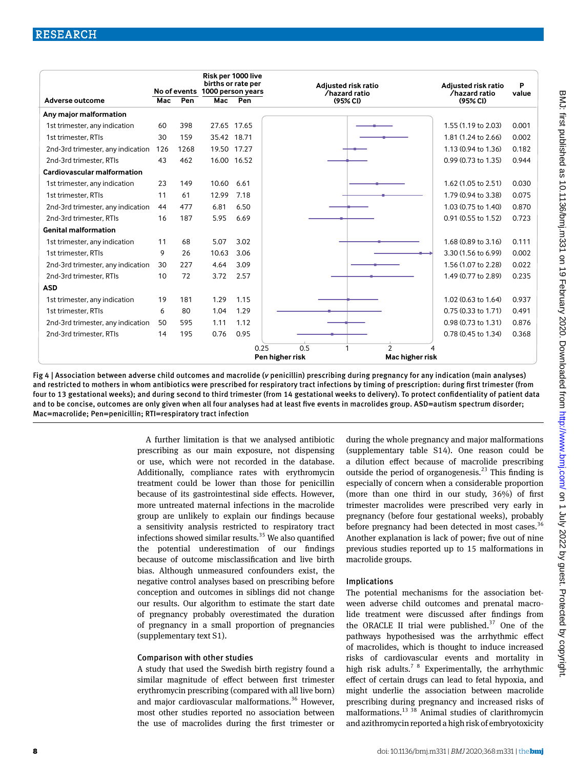| Adverse outcome | No of events Mac | No of events Pen | Risk per 1000 live births or rate per 1000 person years Mac | Risk per 1000 live births or rate per 1000 person years Pen | Adjusted risk ratio /hazard ratio (95% CI) | P value |
|---|---|---|---|---|---|---|
| **Any major malformation** | | | | | | |
| 1st trimester, any indication | 60 | 398 | 27.65 | 17.65 | 1.55 (1.19 to 2.03) | 0.001 |
| 1st trimester, RTIs | 30 | 159 | 35.42 | 18.71 | 1.81 (1.24 to 2.66) | 0.002 |
| 2nd-3rd trimester, any indication | 126 | 1268 | 19.50 | 17.27 | 1.13 (0.94 to 1.36) | 0.182 |
| 2nd-3rd trimester, RTIs | 43 | 462 | 16.00 | 16.52 | 0.99 (0.73 to 1.35) | 0.944 |
| **Cardiovascular malformation** | | | | | | |
| 1st trimester, any indication | 23 | 149 | 10.60 | 6.61 | 1.62 (1.05 to 2.51) | 0.030 |
| 1st trimester, RTIs | 11 | 61 | 12.99 | 7.18 | 1.79 (0.94 to 3.38) | 0.075 |
| 2nd-3rd trimester, any indication | 44 | 477 | 6.81 | 6.50 | 1.03 (0.75 to 1.40) | 0.870 |
| 2nd-3rd trimester, RTIs | 16 | 187 | 5.95 | 6.69 | 0.91 (0.55 to 1.52) | 0.723 |
| **Genital malformation** | | | | | | |
| 1st trimester, any indication | 11 | 68 | 5.07 | 3.02 | 1.68 (0.89 to 3.16) | 0.111 |
| 1st trimester, RTIs | 9 | 26 | 10.63 | 3.06 | 3.30 (1.56 to 6.99) | 0.002 |
| 2nd-3rd trimester, any indication | 30 | 227 | 4.64 | 3.09 | 1.56 (1.07 to 2.28) | 0.022 |
| 2nd-3rd trimester, RTIs | 10 | 72 | 3.72 | 2.57 | 1.49 (0.77 to 2.89) | 0.235 |
| **ASD** | | | | | | |
| 1st trimester, any indication | 19 | 181 | 1.29 | 1.15 | 1.02 (0.63 to 1.64) | 0.937 |
| 1st trimester, RTIs | 6 | 80 | 1.04 | 1.29 | 0.75 (0.33 to 1.71) | 0.491 |
| 2nd-3rd trimester, any indication | 50 | 595 | 1.11 | 1.12 | 0.98 (0.73 to 1.31) | 0.876 |
| 2nd-3rd trimester, RTIs | 14 | 195 | 0.76 | 0.95 | 0.78 (0.45 to 1.34) | 0.368 |

Fig 4 | Association between adverse child outcomes and macrolide (*v* penicillin) prescribing during pregnancy for any indication (main analyses) and restricted to mothers in whom antibiotics were prescribed for respiratory tract infections by timing of prescription: during first trimester (from four to 13 gestational weeks); and during second to third trimester (from 14 gestational weeks to delivery). To protect confidentiality of patient data and to be concise, outcomes are only given when all four analyses had at least five events in macrolides group. ASD=autism spectrum disorder; Mac=macrolide; Pen=penicillin; RTI=respiratory tract infection

A further limitation is that we analysed antibiotic prescribing as our main exposure, not dispensing or use, which were not recorded in the database. Additionally, compliance rates with erythromycin treatment could be lower than those for penicillin because of its gastrointestinal side effects. However, more untreated maternal infections in the macrolide group are unlikely to explain our findings because a sensitivity analysis restricted to respiratory tract infections showed similar results.[35] We also quantified the potential underestimation of our findings because of outcome misclassification and live birth bias. Although unmeasured confounders exist, the negative control analyses based on prescribing before conception and outcomes in siblings did not change our results. Our algorithm to estimate the start date of pregnancy probably overestimated the duration of pregnancy in a small proportion of pregnancies (supplementary text S1).

## Comparison with other studies

A study that used the Swedish birth registry found a similar magnitude of effect between first trimester erythromycin prescribing (compared with all live born) and major cardiovascular malformations.[36] However, most other studies reported no association between the use of macrolides during the first trimester or during the whole pregnancy and major malformations (supplementary table S14). One reason could be a dilution effect because of macrolide prescribing outside the period of organogenesis.[23] This finding is especially of concern when a considerable proportion (more than one third in our study, 36%) of first trimester macrolides were prescribed very early in pregnancy (before four gestational weeks), probably before pregnancy had been detected in most cases.[36] Another explanation is lack of power; five out of nine previous studies reported up to 15 malformations in macrolide groups.

## Implications

The potential mechanisms for the association between adverse child outcomes and prenatal macrolide treatment were discussed after findings from the ORACLE II trial were published.[37] One of the pathways hypothesised was the arrhythmic effect of macrolides, which is thought to induce increased risks of cardiovascular events and mortality in high risk adults.[7,8] Experimentally, the arrhythmic effect of certain drugs can lead to fetal hypoxia, and might underlie the association between macrolide prescribing during pregnancy and increased risks of malformations.[13,38] Animal studies of clarithromycin and azithromycin reported a high risk of embryotoxicity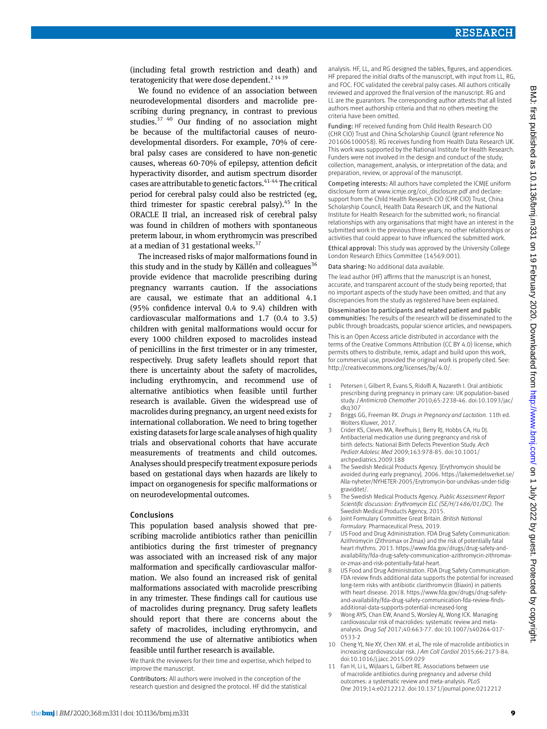(including fetal growth restriction and death) and teratogenicity that were dose dependent.[2 14 39]

We found no evidence of an association between neurodevelopmental disorders and macrolide prescribing during pregnancy, in contrast to previous studies.[37 40] Our finding of no association might be because of the multifactorial causes of neurodevelopmental disorders. For example, 70% of cerebral palsy cases are considered to have non-genetic causes, whereas 60-70% of epilepsy, attention deficit hyperactivity disorder, and autism spectrum disorder cases are attributable to genetic factors.[41-44] The critical period for cerebral palsy could also be restricted (eg, third trimester for spastic cerebral palsy).[45] In the ORACLE II trial, an increased risk of cerebral palsy was found in children of mothers with spontaneous preterm labour, in whom erythromycin was prescribed at a median of 31 gestational weeks.[37]

The increased risks of major malformations found in this study and in the study by Källén and colleagues[36] provide evidence that macrolide prescribing during pregnancy warrants caution. If the associations are causal, we estimate that an additional 4.1 (95% confidence interval 0.4 to 9.4) children with cardiovascular malformations and 1.7 (0.4 to 3.5) children with genital malformations would occur for every 1000 children exposed to macrolides instead of penicillins in the first trimester or in any trimester, respectively. Drug safety leaflets should report that there is uncertainty about the safety of macrolides, including erythromycin, and recommend use of alternative antibiotics when feasible until further research is available. Given the widespread use of macrolides during pregnancy, an urgent need exists for international collaboration. We need to bring together existing datasets for large scale analyses of high quality trials and observational cohorts that have accurate measurements of treatments and child outcomes. Analyses should prespecify treatment exposure periods based on gestational days when hazards are likely to impact on organogenesis for specific malformations or on neurodevelopmental outcomes.

## Conclusions

This population based analysis showed that prescribing macrolide antibiotics rather than penicillin antibiotics during the first trimester of pregnancy was associated with an increased risk of any major malformation and specifically cardiovascular malformation. We also found an increased risk of genital malformations associated with macrolide prescribing in any trimester. These findings call for cautious use of macrolides during pregnancy. Drug safety leaflets should report that there are concerns about the safety of macrolides, including erythromycin, and recommend the use of alternative antibiotics when feasible until further research is available.

We thank the reviewers for their time and expertise, which helped to improve the manuscript.

Contributors: All authors were involved in the conception of the research question and designed the protocol. HF did the statistical analysis. HF, LL, and RG designed the tables, figures, and appendices. HF prepared the initial drafts of the manuscript, with input from LL, RG, and FOC. FOC validated the cerebral palsy cases. All authors critically reviewed and approved the final version of the manuscript. RG and LL are the guarantors. The corresponding author attests that all listed authors meet authorship criteria and that no others meeting the criteria have been omitted.

Funding: HF received funding from Child Health Research CIO (CHR CIO) Trust and China Scholarship Council (grant reference No 201606100058). RG receives funding from Health Data Research UK. This work was supported by the National Institute for Health Research. Funders were not involved in the design and conduct of the study; collection, management, analysis, or interpretation of the data; and preparation, review, or approval of the manuscript.

Competing interests: All authors have completed the ICMJE uniform disclosure form at www.icmje.org/coi_disclosure.pdf and declare: support from the Child Health Research CIO (CHR CIO) Trust, China Scholarship Council, Health Data Research UK, and the National Institute for Health Research for the submitted work; no financial relationships with any organisations that might have an interest in the submitted work in the previous three years; no other relationships or activities that could appear to have influenced the submitted work.

Ethical approval: This study was approved by the University College London Research Ethics Committee (14569.001).

Data sharing: No additional data available.

The lead author (HF) affirms that the manuscript is an honest, accurate, and transparent account of the study being reported; that no important aspects of the study have been omitted; and that any discrepancies from the study as registered have been explained.

Dissemination to participants and related patient and public communities: The results of the research will be disseminated to the public through broadcasts, popular science articles, and newspapers.

This is an Open Access article distributed in accordance with the terms of the Creative Commons Attribution (CC BY 4.0) license, which permits others to distribute, remix, adapt and build upon this work, for commercial use, provided the original work is properly cited. See: http://creativecommons.org/licenses/by/4.0/.

1. Petersen I, Gilbert R, Evans S, Ridolfi A, Nazareth I. Oral antibiotic prescribing during pregnancy in primary care: UK population-based study. *J Antimicrob Chemother* 2010;65:2238-46. doi:10.1093/jac/dkq307
2. Briggs GG, Freeman RK. *Drugs in Pregnancy and Lactation.* 11th ed. Wolters Kluwer, 2017.
3. Crider KS, Cleves MA, Reefhuis J, Berry RJ, Hobbs CA, Hu DJ. Antibacterial medication use during pregnancy and risk of birth defects: National Birth Defects Prevention Study. *Arch Pediatr Adolesc Med* 2009;163:978-85. doi:10.1001/archpediatrics.2009.188
4. The Swedish Medical Products Agency. [Erythromycin should be avoided during early pregnancy]. 2006. https://lakemedelsverket.se/Alla-nyheter/NYHETER-2005/Erytromycin-bor-undvikas-under-tidig-graviditet/.
5. The Swedish Medical Products Agency. *Public Assessment Report Scientific discussion: Erythromycin ELC (SE/H/1486/01/DC).* The Swedish Medical Products Agency, 2015.
6. Joint Formulary Committee Great Britain. *British National Formulary.* Pharmaceutical Press, 2019.
7. US Food and Drug Administration. FDA Drug Safety Communication: Azithromycin (Zithromax or Zmax) and the risk of potentially fatal heart rhythms. 2013. https://www.fda.gov/drugs/drug-safety-and-availability/fda-drug-safety-communication-azithromycin-zithromax-or-zmax-and-risk-potentially-fatal-heart.
8. US Food and Drug Administration. FDA Drug Safety Communication: FDA review finds additional data supports the potential for increased long-term risks with antibiotic clarithromycin (Biaxin) in patients with heart disease. 2018. https://www.fda.gov/drugs/drug-safety-and-availability/fda-drug-safety-communication-fda-review-finds-additional-data-supports-potential-increased-long
9. Wong AYS, Chan EW, Anand S, Worsley AJ, Wong ICK. Managing cardiovascular risk of macrolides: systematic review and meta-analysis. *Drug Saf* 2017;40:663-77. doi:10.1007/s40264-017-0533-2
10. Cheng YJ, Nie XY, Chen XM. et al, The role of macrolide antibiotics in increasing cardiovascular risk. *J Am Coll Cardiol* 2015;66:2173-84. doi:10.1016/j.jacc.2015.09.029
11. Fan H, Li L, Wijlaars L, Gilbert RE. Associations between use of macrolide antibiotics during pregnancy and adverse child outcomes: a systematic review and meta-analysis. *PLoS One* 2019;14:e0212212. doi:10.1371/journal.pone.0212212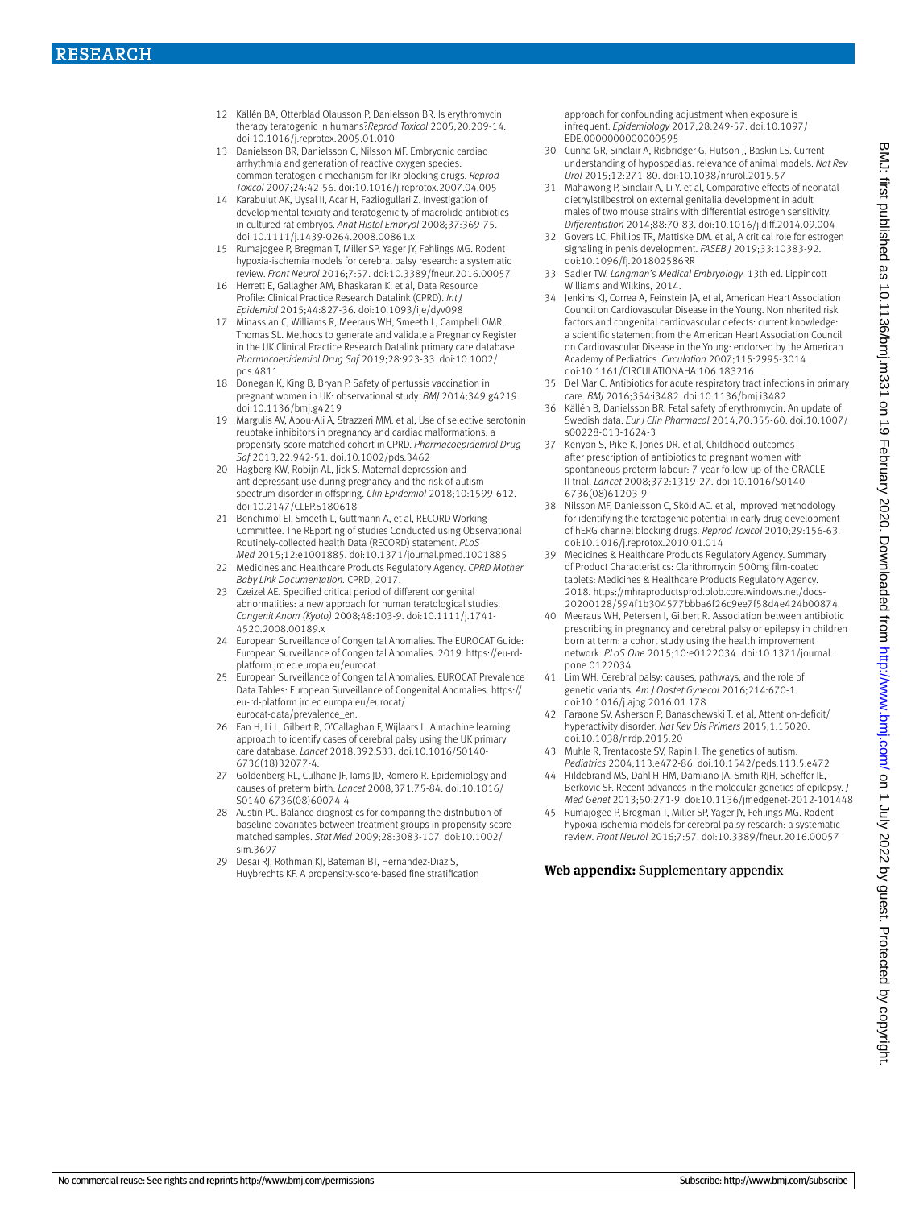12 Källén BA, Otterblad Olausson P, Danielsson BR. Is erythromycin therapy teratogenic in humans?*Reprod Toxicol* 2005;20:209-14. doi:10.1016/j.reprotox.2005.01.010

13 Danielsson BR, Danielsson C, Nilsson MF. Embryonic cardiac arrhythmia and generation of reactive oxygen species: common teratogenic mechanism for IKr blocking drugs. *Reprod Toxicol* 2007;24:42-56. doi:10.1016/j.reprotox.2007.04.005

14 Karabulut AK, Uysal II, Acar H, Fazliogullari Z. Investigation of developmental toxicity and teratogenicity of macrolide antibiotics in cultured rat embryos. *Anat Histol Embryol* 2008;37:369-75. doi:10.1111/j.1439-0264.2008.00861.x

15 Rumajogee P, Bregman T, Miller SP, Yager JY, Fehlings MG. Rodent hypoxia-ischemia models for cerebral palsy research: a systematic review. *Front Neurol* 2016;7:57. doi:10.3389/fneur.2016.00057

16 Herrett E, Gallagher AM, Bhaskaran K. et al, Data Resource Profile: Clinical Practice Research Datalink (CPRD). *Int J Epidemiol* 2015;44:827-36. doi:10.1093/ije/dyv098

17 Minassian C, Williams R, Meeraus WH, Smeeth L, Campbell OMR, Thomas SL. Methods to generate and validate a Pregnancy Register in the UK Clinical Practice Research Datalink primary care database. *Pharmacoepidemiol Drug Saf* 2019;28:923-33. doi:10.1002/pds.4811

18 Donegan K, King B, Bryan P. Safety of pertussis vaccination in pregnant women in UK: observational study. *BMJ* 2014;349:g4219. doi:10.1136/bmj.g4219

19 Margulis AV, Abou-Ali A, Strazzeri MM. et al, Use of selective serotonin reuptake inhibitors in pregnancy and cardiac malformations: a propensity-score matched cohort in CPRD. *Pharmacoepidemiol Drug Saf* 2013;22:942-51. doi:10.1002/pds.3462

20 Hagberg KW, Robijn AL, Jick S. Maternal depression and antidepressant use during pregnancy and the risk of autism spectrum disorder in offspring. *Clin Epidemiol* 2018;10:1599-612. doi:10.2147/CLEP.S180618

21 Benchimol EI, Smeeth L, Guttmann A, et al, RECORD Working Committee. The REporting of studies Conducted using Observational Routinely-collected health Data (RECORD) statement. *PLoS Med* 2015;12:e1001885. doi:10.1371/journal.pmed.1001885

22 Medicines and Healthcare Products Regulatory Agency. *CPRD Mother Baby Link Documentation.* CPRD, 2017.

23 Czeizel AE. Specified critical period of different congenital abnormalities: a new approach for human teratological studies. *Congenit Anom (Kyoto)* 2008;48:103-9. doi:10.1111/j.1741-4520.2008.00189.x

24 European Surveillance of Congenital Anomalies. The EUROCAT Guide: European Surveillance of Congenital Anomalies. 2019. https://eu-rd-platform.jrc.ec.europa.eu/eurocat.

25 European Surveillance of Congenital Anomalies. EUROCAT Prevalence Data Tables: European Surveillance of Congenital Anomalies. https://eu-rd-platform.jrc.ec.europa.eu/eurocat/eurocat-data/prevalence_en.

26 Fan H, Li L, Gilbert R, O'Callaghan F, Wijlaars L. A machine learning approach to identify cases of cerebral palsy using the UK primary care database. *Lancet* 2018;392:S33. doi:10.1016/S0140-6736(18)32077-4.

27 Goldenberg RL, Culhane JF, Iams JD, Romero R. Epidemiology and causes of preterm birth. *Lancet* 2008;371:75-84. doi:10.1016/S0140-6736(08)60074-4

28 Austin PC. Balance diagnostics for comparing the distribution of baseline covariates between treatment groups in propensity-score matched samples. *Stat Med* 2009;28:3083-107. doi:10.1002/sim.3697

29 Desai RJ, Rothman KJ, Bateman BT, Hernandez-Diaz S, Huybrechts KF. A propensity-score-based fine stratification approach for confounding adjustment when exposure is infrequent. *Epidemiology* 2017;28:249-57. doi:10.1097/EDE.0000000000000595

30 Cunha GR, Sinclair A, Risbridger G, Hutson J, Baskin LS. Current understanding of hypospadias: relevance of animal models. *Nat Rev Urol* 2015;12:271-80. doi:10.1038/nrurol.2015.57

31 Mahawong P, Sinclair A, Li Y. et al, Comparative effects of neonatal diethylstilbestrol on external genitalia development in adult males of two mouse strains with differential estrogen sensitivity. *Differentiation* 2014;88:70-83. doi:10.1016/j.diff.2014.09.004

32 Govers LC, Phillips TR, Mattiske DM. et al, A critical role for estrogen signaling in penis development. *FASEB J* 2019;33:10383-92. doi:10.1096/fj.201802586RR

33 Sadler TW. *Langman's Medical Embryology.* 13th ed. Lippincott Williams and Wilkins, 2014.

34 Jenkins KJ, Correa A, Feinstein JA, et al, American Heart Association Council on Cardiovascular Disease in the Young. Noninherited risk factors and congenital cardiovascular defects: current knowledge: a scientific statement from the American Heart Association Council on Cardiovascular Disease in the Young: endorsed by the American Academy of Pediatrics. *Circulation* 2007;115:2995-3014. doi:10.1161/CIRCULATIONAHA.106.183216

35 Del Mar C. Antibiotics for acute respiratory tract infections in primary care. *BMJ* 2016;354:i3482. doi:10.1136/bmj.i3482

36 Källén B, Danielsson BR. Fetal safety of erythromycin. An update of Swedish data. *Eur J Clin Pharmacol* 2014;70:355-60. doi:10.1007/s00228-013-1624-3

37 Kenyon S, Pike K, Jones DR. et al, Childhood outcomes after prescription of antibiotics to pregnant women with spontaneous preterm labour: 7-year follow-up of the ORACLE II trial. *Lancet* 2008;372:1319-27. doi:10.1016/S0140-6736(08)61203-9

38 Nilsson MF, Danielsson C, Sköld AC. et al, Improved methodology for identifying the teratogenic potential in early drug development of hERG channel blocking drugs. *Reprod Toxicol* 2010;29:156-63. doi:10.1016/j.reprotox.2010.01.014

39 Medicines & Healthcare Products Regulatory Agency. Summary of Product Characteristics: Clarithromycin 500mg film-coated tablets: Medicines & Healthcare Products Regulatory Agency. 2018. https://mhraproductsprod.blob.core.windows.net/docs-20200128/594f1b304577bbba6f26c9ee7f58d4e424b00874.

40 Meeraus WH, Petersen I, Gilbert R. Association between antibiotic prescribing in pregnancy and cerebral palsy or epilepsy in children born at term: a cohort study using the health improvement network. *PLoS One* 2015;10:e0122034. doi:10.1371/journal.pone.0122034

41 Lim WH. Cerebral palsy: causes, pathways, and the role of genetic variants. *Am J Obstet Gynecol* 2016;214:670-1. doi:10.1016/j.ajog.2016.01.178

42 Faraone SV, Asherson P, Banaschewski T. et al, Attention-deficit/hyperactivity disorder. *Nat Rev Dis Primers* 2015;1:15020. doi:10.1038/nrdp.2015.20

43 Muhle R, Trentacoste SV, Rapin I. The genetics of autism. *Pediatrics* 2004;113:e472-86. doi:10.1542/peds.113.5.e472

44 Hildebrand MS, Dahl H-HM, Damiano JA, Smith RJH, Scheffer IE, Berkovic SF. Recent advances in the molecular genetics of epilepsy. *J Med Genet* 2013;50:271-9. doi:10.1136/jmedgenet-2012-101448

45 Rumajogee P, Bregman T, Miller SP, Yager JY, Fehlings MG. Rodent hypoxia-ischemia models for cerebral palsy research: a systematic review. *Front Neurol* 2016;7:57. doi:10.3389/fneur.2016.00057

**Web appendix:** Supplementary appendix